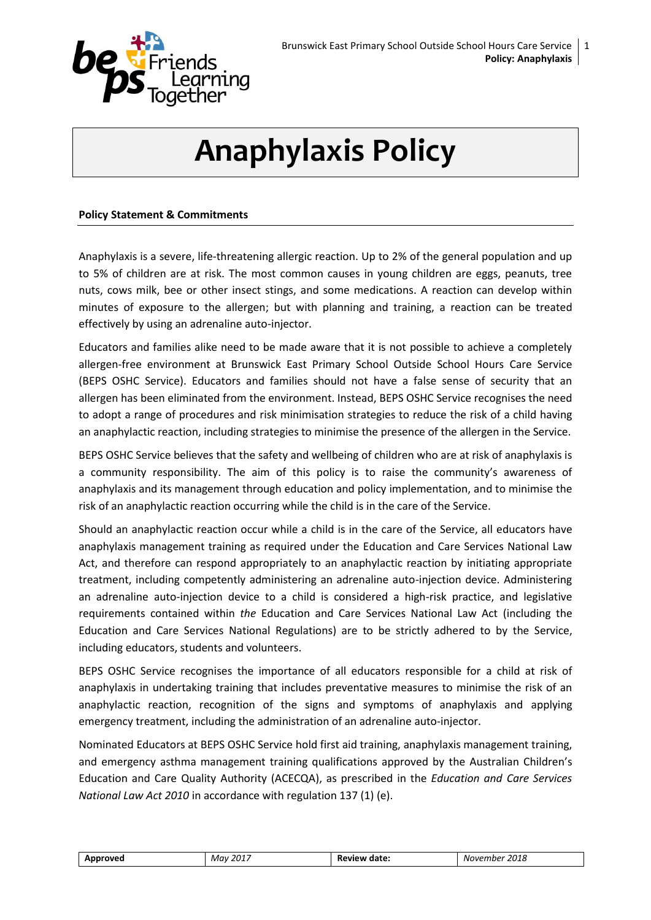# Anaphylaxis Policy

**Policy Statement & Commitments**

Anaphylaxis is a severe, life-threatening allergic reaction. Up to 2% of the general population and up to 5% of children are at risk. The most common causes in young children are eggs, peanuts, tree nuts, cows milk, bee or other insect stings, and some medications. A reaction can develop within minutes of exposure to the allergen; but with planning and training, a reaction can be treated effectively by using an adrenaline auto-injector.

Educators and families alike need to be made aware that it is not possible to achieve a completely allergen-free environment at Brunswick East Primary School Outside School Hours Care Service (BEPS OSHC Service). Educators and families should not have a false sense of security that an allergen has been eliminated from the environment. Instead, BEPS OSHC Service recognises the need to adopt a range of procedures and risk minimisation strategies to reduce the risk of a child having an anaphylactic reaction, including strategies to minimise the presence of the allergen in the Service.

BEPS OSHC Service believes that the safety and wellbeing of children who are at risk of anaphylaxis is a community responsibility. The aim of this policy is to raise the community's awareness of anaphylaxis and its management through education and policy implementation, and to minimise the risk of an anaphylactic reaction occurring while the child is in the care of the Service.

Should an anaphylactic reaction occur while a child is in the care of the Service, all educators have anaphylaxis management training as required under the Education and Care Services National Law Act, and therefore can respond appropriately to an anaphylactic reaction by initiating appropriate treatment, including competently administering an adrenaline auto-injection device. Administering an adrenaline auto-injection device to a child is considered a high-risk practice, and legislative requirements contained within *the* Education and Care Services National Law Act (including the Education and Care Services National Regulations) are to be strictly adhered to by the Service, including educators, students and volunteers.

BEPS OSHC Service recognises the importance of all educators responsible for a child at risk of anaphylaxis in undertaking training that includes preventative measures to minimise the risk of an anaphylactic reaction, recognition of the signs and symptoms of anaphylaxis and applying emergency treatment, including the administration of an adrenaline auto-injector.

Nominated Educators at BEPS OSHC Service hold first aid training, anaphylaxis management training, and emergency asthma management training qualifications approved by the Australian Children's Education and Care Quality Authority (ACECQA), as prescribed in the *Education and Care Services National Law Act 2010* in accordance with regulation 137 (1) (e).

| Approved | *May 2017* | Review date: | *November 2018* |
|---|---|---|---|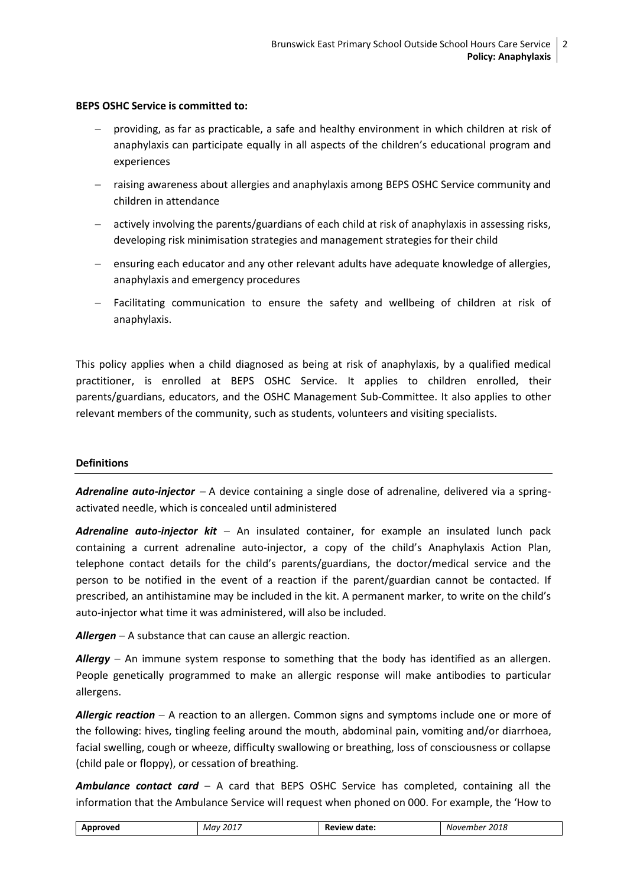**BEPS OSHC Service is committed to:**

- providing, as far as practicable, a safe and healthy environment in which children at risk of anaphylaxis can participate equally in all aspects of the children's educational program and experiences
- raising awareness about allergies and anaphylaxis among BEPS OSHC Service community and children in attendance
- actively involving the parents/guardians of each child at risk of anaphylaxis in assessing risks, developing risk minimisation strategies and management strategies for their child
- ensuring each educator and any other relevant adults have adequate knowledge of allergies, anaphylaxis and emergency procedures
- Facilitating communication to ensure the safety and wellbeing of children at risk of anaphylaxis.

This policy applies when a child diagnosed as being at risk of anaphylaxis, by a qualified medical practitioner, is enrolled at BEPS OSHC Service. It applies to children enrolled, their parents/guardians, educators, and the OSHC Management Sub-Committee. It also applies to other relevant members of the community, such as students, volunteers and visiting specialists.

## Definitions

***Adrenaline auto-injector*** – A device containing a single dose of adrenaline, delivered via a spring-activated needle, which is concealed until administered

***Adrenaline auto-injector kit*** – An insulated container, for example an insulated lunch pack containing a current adrenaline auto-injector, a copy of the child's Anaphylaxis Action Plan, telephone contact details for the child's parents/guardians, the doctor/medical service and the person to be notified in the event of a reaction if the parent/guardian cannot be contacted. If prescribed, an antihistamine may be included in the kit. A permanent marker, to write on the child's auto-injector what time it was administered, will also be included.

***Allergen*** – A substance that can cause an allergic reaction.

***Allergy*** – An immune system response to something that the body has identified as an allergen. People genetically programmed to make an allergic response will make antibodies to particular allergens.

***Allergic reaction*** – A reaction to an allergen. Common signs and symptoms include one or more of the following: hives, tingling feeling around the mouth, abdominal pain, vomiting and/or diarrhoea, facial swelling, cough or wheeze, difficulty swallowing or breathing, loss of consciousness or collapse (child pale or floppy), or cessation of breathing.

***Ambulance contact card*** – A card that BEPS OSHC Service has completed, containing all the information that the Ambulance Service will request when phoned on 000. For example, the 'How to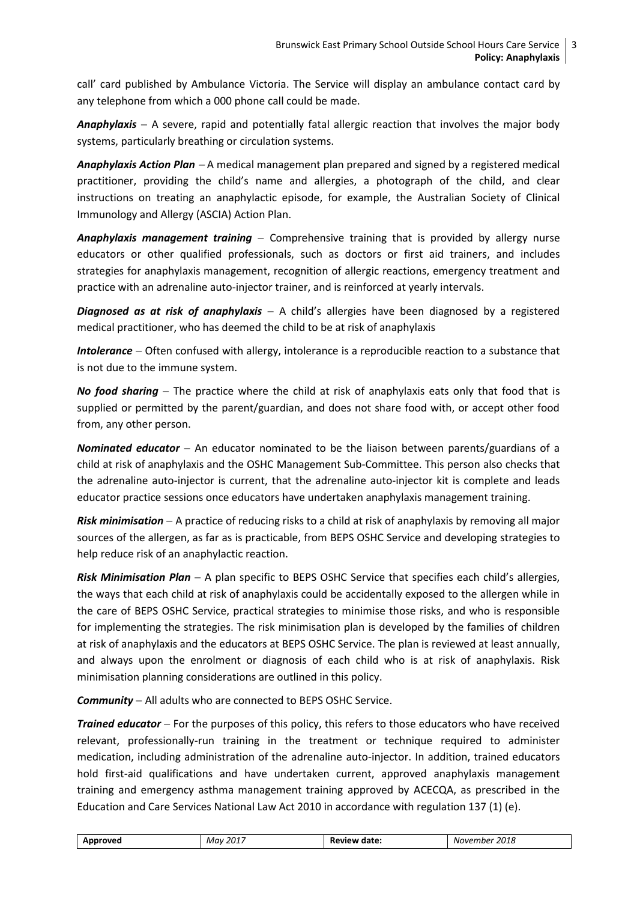call' card published by Ambulance Victoria. The Service will display an ambulance contact card by any telephone from which a 000 phone call could be made.

***Anaphylaxis*** – A severe, rapid and potentially fatal allergic reaction that involves the major body systems, particularly breathing or circulation systems.

***Anaphylaxis Action Plan*** – A medical management plan prepared and signed by a registered medical practitioner, providing the child's name and allergies, a photograph of the child, and clear instructions on treating an anaphylactic episode, for example, the Australian Society of Clinical Immunology and Allergy (ASCIA) Action Plan.

***Anaphylaxis management training*** – Comprehensive training that is provided by allergy nurse educators or other qualified professionals, such as doctors or first aid trainers, and includes strategies for anaphylaxis management, recognition of allergic reactions, emergency treatment and practice with an adrenaline auto-injector trainer, and is reinforced at yearly intervals.

***Diagnosed as at risk of anaphylaxis*** – A child's allergies have been diagnosed by a registered medical practitioner, who has deemed the child to be at risk of anaphylaxis

***Intolerance*** – Often confused with allergy, intolerance is a reproducible reaction to a substance that is not due to the immune system.

***No food sharing*** – The practice where the child at risk of anaphylaxis eats only that food that is supplied or permitted by the parent/guardian, and does not share food with, or accept other food from, any other person.

***Nominated educator*** – An educator nominated to be the liaison between parents/guardians of a child at risk of anaphylaxis and the OSHC Management Sub-Committee. This person also checks that the adrenaline auto-injector is current, that the adrenaline auto-injector kit is complete and leads educator practice sessions once educators have undertaken anaphylaxis management training.

***Risk minimisation*** – A practice of reducing risks to a child at risk of anaphylaxis by removing all major sources of the allergen, as far as is practicable, from BEPS OSHC Service and developing strategies to help reduce risk of an anaphylactic reaction.

***Risk Minimisation Plan*** – A plan specific to BEPS OSHC Service that specifies each child's allergies, the ways that each child at risk of anaphylaxis could be accidentally exposed to the allergen while in the care of BEPS OSHC Service, practical strategies to minimise those risks, and who is responsible for implementing the strategies. The risk minimisation plan is developed by the families of children at risk of anaphylaxis and the educators at BEPS OSHC Service. The plan is reviewed at least annually, and always upon the enrolment or diagnosis of each child who is at risk of anaphylaxis. Risk minimisation planning considerations are outlined in this policy.

***Community*** – All adults who are connected to BEPS OSHC Service.

***Trained educator*** – For the purposes of this policy, this refers to those educators who have received relevant, professionally-run training in the treatment or technique required to administer medication, including administration of the adrenaline auto-injector. In addition, trained educators hold first-aid qualifications and have undertaken current, approved anaphylaxis management training and emergency asthma management training approved by ACECQA, as prescribed in the Education and Care Services National Law Act 2010 in accordance with regulation 137 (1) (e).

| **Approved** | *May 2017* | **Review date:** | *November 2018* |
|---|---|---|---|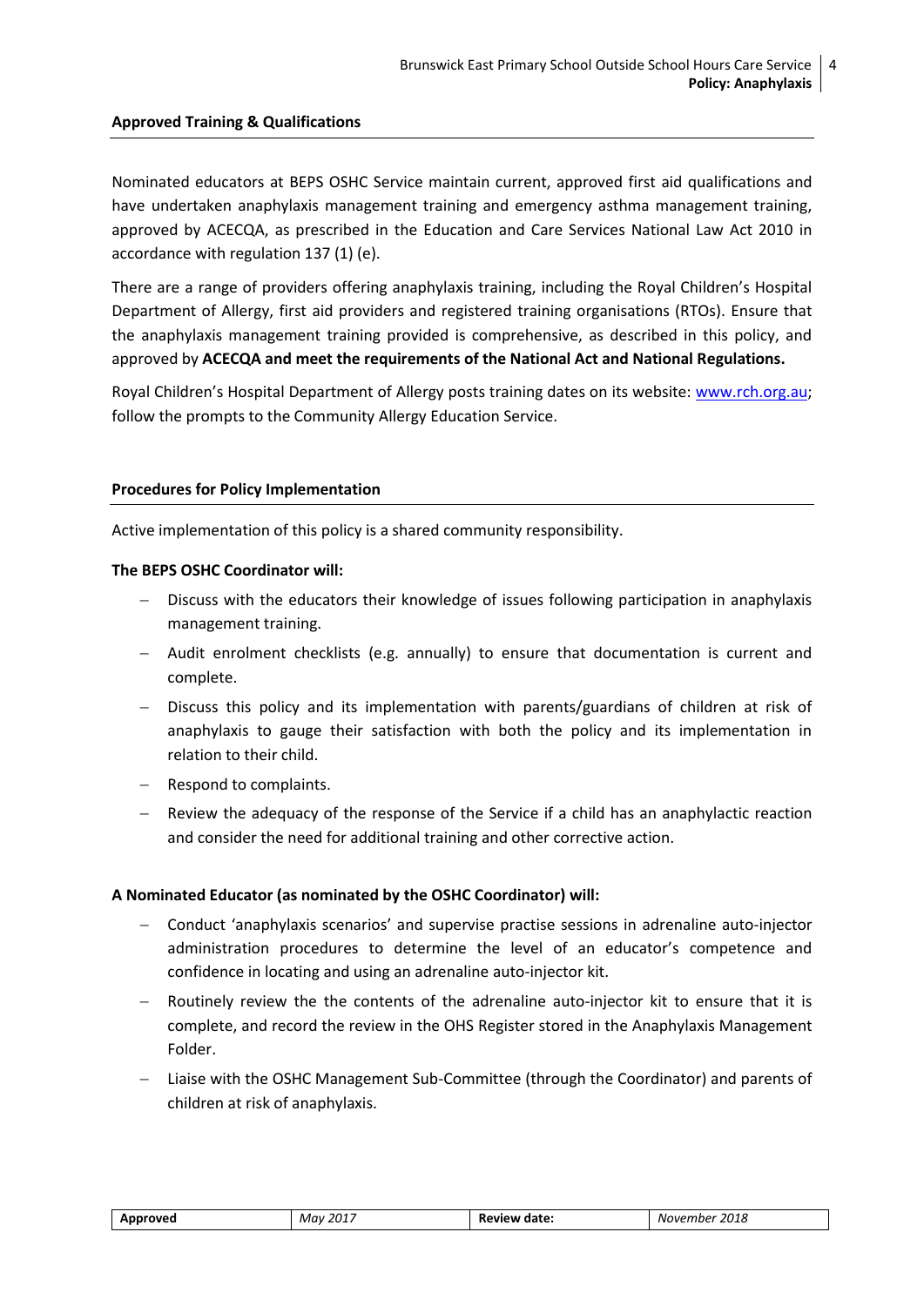### Approved Training & Qualifications

Nominated educators at BEPS OSHC Service maintain current, approved first aid qualifications and have undertaken anaphylaxis management training and emergency asthma management training, approved by ACECQA, as prescribed in the Education and Care Services National Law Act 2010 in accordance with regulation 137 (1) (e).

There are a range of providers offering anaphylaxis training, including the Royal Children's Hospital Department of Allergy, first aid providers and registered training organisations (RTOs). Ensure that the anaphylaxis management training provided is comprehensive, as described in this policy, and approved by **ACECQA and meet the requirements of the National Act and National Regulations.**

Royal Children's Hospital Department of Allergy posts training dates on its website: www.rch.org.au; follow the prompts to the Community Allergy Education Service.

### Procedures for Policy Implementation

Active implementation of this policy is a shared community responsibility.

**The BEPS OSHC Coordinator will:**

- Discuss with the educators their knowledge of issues following participation in anaphylaxis management training.
- Audit enrolment checklists (e.g. annually) to ensure that documentation is current and complete.
- Discuss this policy and its implementation with parents/guardians of children at risk of anaphylaxis to gauge their satisfaction with both the policy and its implementation in relation to their child.
- Respond to complaints.
- Review the adequacy of the response of the Service if a child has an anaphylactic reaction and consider the need for additional training and other corrective action.

**A Nominated Educator (as nominated by the OSHC Coordinator) will:**

- Conduct 'anaphylaxis scenarios' and supervise practise sessions in adrenaline auto-injector administration procedures to determine the level of an educator's competence and confidence in locating and using an adrenaline auto-injector kit.
- Routinely review the the contents of the adrenaline auto-injector kit to ensure that it is complete, and record the review in the OHS Register stored in the Anaphylaxis Management Folder.
- Liaise with the OSHC Management Sub-Committee (through the Coordinator) and parents of children at risk of anaphylaxis.

| **Approved** | *May 2017* | **Review date:** | *November 2018* |
|---|---|---|---|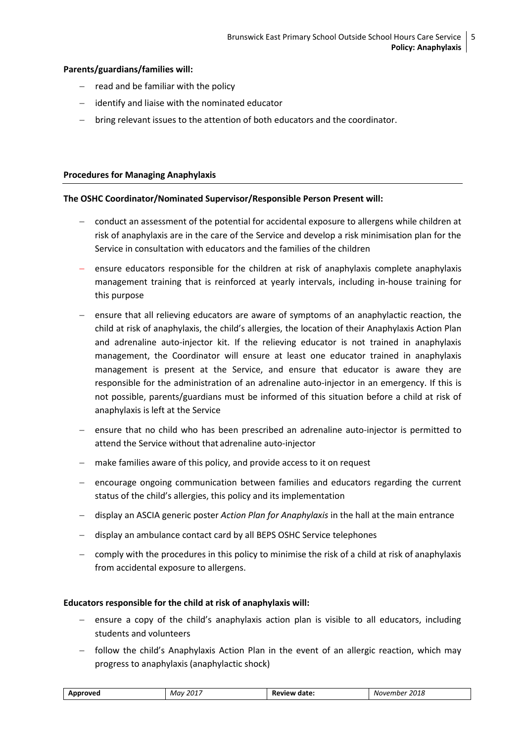**Parents/guardians/families will:**

- read and be familiar with the policy
- identify and liaise with the nominated educator
- bring relevant issues to the attention of both educators and the coordinator.

**Procedures for Managing Anaphylaxis**

**The OSHC Coordinator/Nominated Supervisor/Responsible Person Present will:**

- conduct an assessment of the potential for accidental exposure to allergens while children at risk of anaphylaxis are in the care of the Service and develop a risk minimisation plan for the Service in consultation with educators and the families of the children
- ensure educators responsible for the children at risk of anaphylaxis complete anaphylaxis management training that is reinforced at yearly intervals, including in-house training for this purpose
- ensure that all relieving educators are aware of symptoms of an anaphylactic reaction, the child at risk of anaphylaxis, the child's allergies, the location of their Anaphylaxis Action Plan and adrenaline auto-injector kit. If the relieving educator is not trained in anaphylaxis management, the Coordinator will ensure at least one educator trained in anaphylaxis management is present at the Service, and ensure that educator is aware they are responsible for the administration of an adrenaline auto-injector in an emergency. If this is not possible, parents/guardians must be informed of this situation before a child at risk of anaphylaxis is left at the Service
- ensure that no child who has been prescribed an adrenaline auto-injector is permitted to attend the Service without that adrenaline auto-injector
- make families aware of this policy, and provide access to it on request
- encourage ongoing communication between families and educators regarding the current status of the child's allergies, this policy and its implementation
- display an ASCIA generic poster *Action Plan for Anaphylaxis* in the hall at the main entrance
- display an ambulance contact card by all BEPS OSHC Service telephones
- comply with the procedures in this policy to minimise the risk of a child at risk of anaphylaxis from accidental exposure to allergens.

**Educators responsible for the child at risk of anaphylaxis will:**

- ensure a copy of the child's anaphylaxis action plan is visible to all educators, including students and volunteers
- follow the child's Anaphylaxis Action Plan in the event of an allergic reaction, which may progress to anaphylaxis (anaphylactic shock)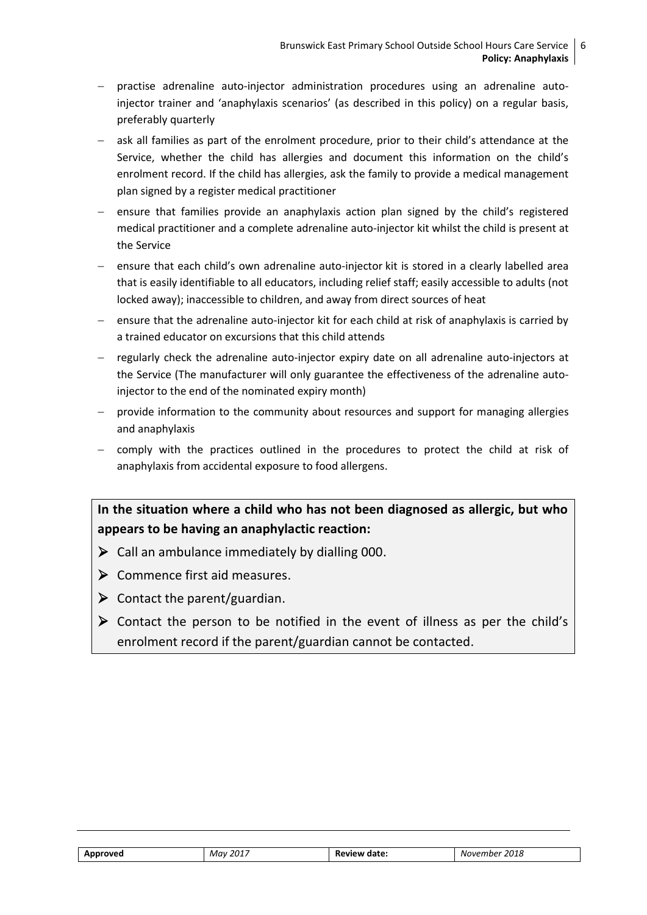- practise adrenaline auto-injector administration procedures using an adrenaline auto-injector trainer and 'anaphylaxis scenarios' (as described in this policy) on a regular basis, preferably quarterly
- ask all families as part of the enrolment procedure, prior to their child's attendance at the Service, whether the child has allergies and document this information on the child's enrolment record. If the child has allergies, ask the family to provide a medical management plan signed by a register medical practitioner
- ensure that families provide an anaphylaxis action plan signed by the child's registered medical practitioner and a complete adrenaline auto-injector kit whilst the child is present at the Service
- ensure that each child's own adrenaline auto-injector kit is stored in a clearly labelled area that is easily identifiable to all educators, including relief staff; easily accessible to adults (not locked away); inaccessible to children, and away from direct sources of heat
- ensure that the adrenaline auto-injector kit for each child at risk of anaphylaxis is carried by a trained educator on excursions that this child attends
- regularly check the adrenaline auto-injector expiry date on all adrenaline auto-injectors at the Service (The manufacturer will only guarantee the effectiveness of the adrenaline auto-injector to the end of the nominated expiry month)
- provide information to the community about resources and support for managing allergies and anaphylaxis
- comply with the practices outlined in the procedures to protect the child at risk of anaphylaxis from accidental exposure to food allergens.

**In the situation where a child who has not been diagnosed as allergic, but who appears to be having an anaphylactic reaction:**

- Call an ambulance immediately by dialling 000.
- Commence first aid measures.
- Contact the parent/guardian.
- Contact the person to be notified in the event of illness as per the child's enrolment record if the parent/guardian cannot be contacted.

| **Approved** | *May 2017* | **Review date:** | *November 2018* |
| --- | --- | --- | --- |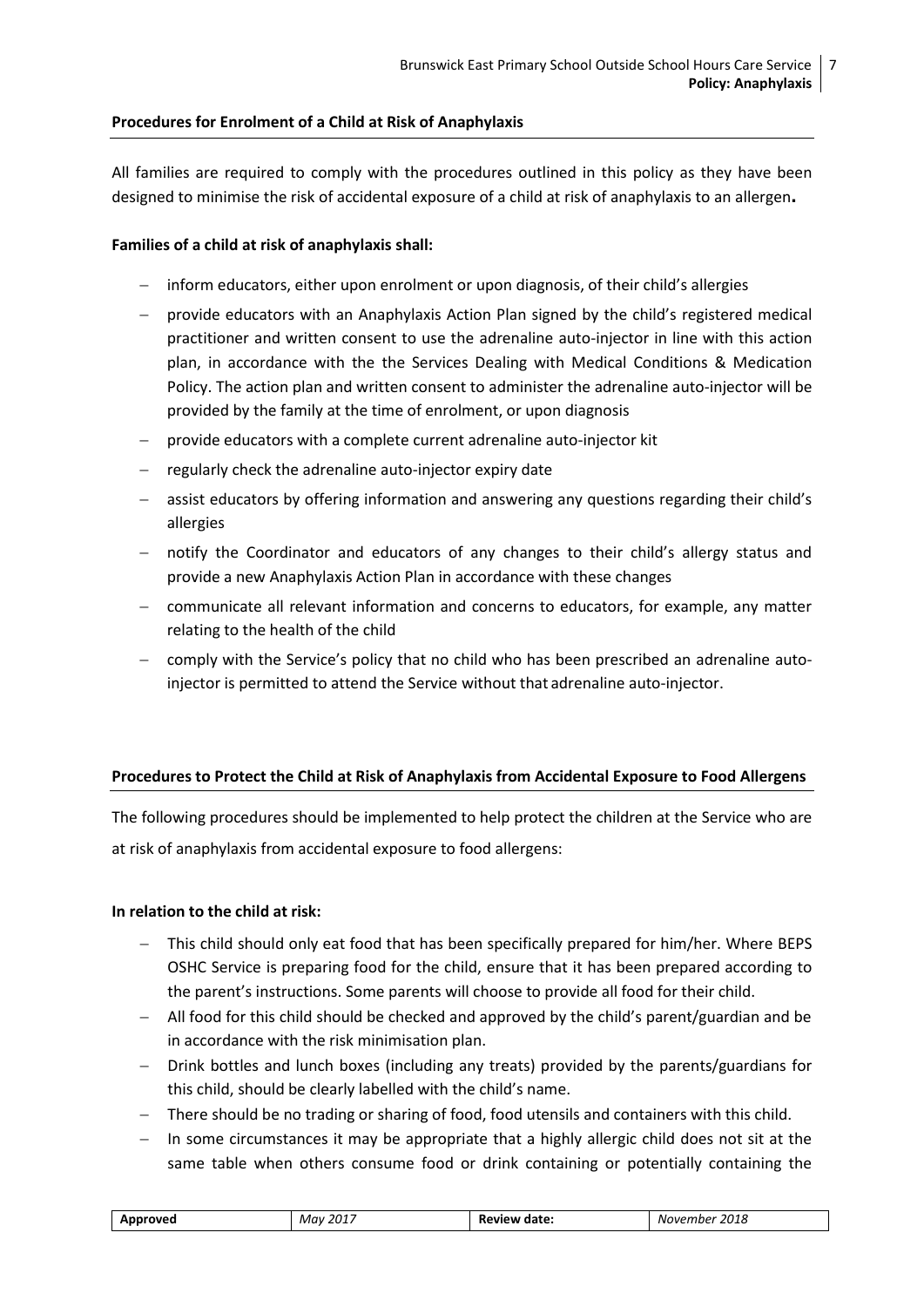**Procedures for Enrolment of a Child at Risk of Anaphylaxis**

All families are required to comply with the procedures outlined in this policy as they have been designed to minimise the risk of accidental exposure of a child at risk of anaphylaxis to an allergen**.**

**Families of a child at risk of anaphylaxis shall:**

- inform educators, either upon enrolment or upon diagnosis, of their child's allergies
- provide educators with an Anaphylaxis Action Plan signed by the child's registered medical practitioner and written consent to use the adrenaline auto-injector in line with this action plan, in accordance with the the Services Dealing with Medical Conditions & Medication Policy. The action plan and written consent to administer the adrenaline auto-injector will be provided by the family at the time of enrolment, or upon diagnosis
- provide educators with a complete current adrenaline auto-injector kit
- regularly check the adrenaline auto-injector expiry date
- assist educators by offering information and answering any questions regarding their child's allergies
- notify the Coordinator and educators of any changes to their child's allergy status and provide a new Anaphylaxis Action Plan in accordance with these changes
- communicate all relevant information and concerns to educators, for example, any matter relating to the health of the child
- comply with the Service's policy that no child who has been prescribed an adrenaline auto-injector is permitted to attend the Service without that adrenaline auto-injector.

**Procedures to Protect the Child at Risk of Anaphylaxis from Accidental Exposure to Food Allergens**

The following procedures should be implemented to help protect the children at the Service who are at risk of anaphylaxis from accidental exposure to food allergens:

**In relation to the child at risk:**

- This child should only eat food that has been specifically prepared for him/her. Where BEPS OSHC Service is preparing food for the child, ensure that it has been prepared according to the parent's instructions. Some parents will choose to provide all food for their child.
- All food for this child should be checked and approved by the child's parent/guardian and be in accordance with the risk minimisation plan.
- Drink bottles and lunch boxes (including any treats) provided by the parents/guardians for this child, should be clearly labelled with the child's name.
- There should be no trading or sharing of food, food utensils and containers with this child.
- In some circumstances it may be appropriate that a highly allergic child does not sit at the same table when others consume food or drink containing or potentially containing the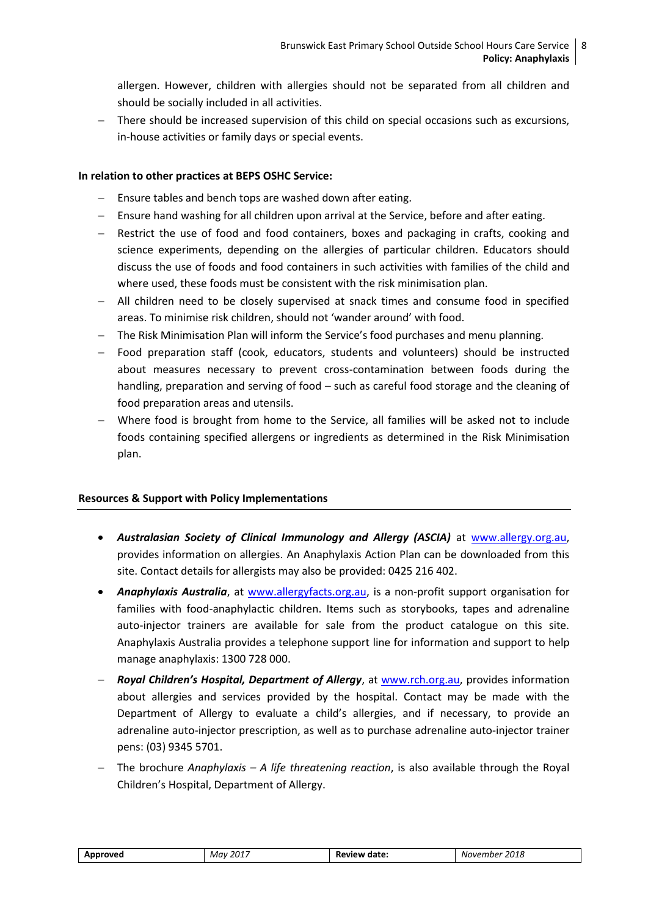allergen. However, children with allergies should not be separated from all children and should be socially included in all activities.

- There should be increased supervision of this child on special occasions such as excursions, in-house activities or family days or special events.

**In relation to other practices at BEPS OSHC Service:**

- Ensure tables and bench tops are washed down after eating.
- Ensure hand washing for all children upon arrival at the Service, before and after eating.
- Restrict the use of food and food containers, boxes and packaging in crafts, cooking and science experiments, depending on the allergies of particular children. Educators should discuss the use of foods and food containers in such activities with families of the child and where used, these foods must be consistent with the risk minimisation plan.
- All children need to be closely supervised at snack times and consume food in specified areas. To minimise risk children, should not 'wander around' with food.
- The Risk Minimisation Plan will inform the Service's food purchases and menu planning.
- Food preparation staff (cook, educators, students and volunteers) should be instructed about measures necessary to prevent cross-contamination between foods during the handling, preparation and serving of food – such as careful food storage and the cleaning of food preparation areas and utensils.
- Where food is brought from home to the Service, all families will be asked not to include foods containing specified allergens or ingredients as determined in the Risk Minimisation plan.

**Resources & Support with Policy Implementations**

- ***Australasian Society of Clinical Immunology and Allergy (ASCIA)*** at www.allergy.org.au, provides information on allergies. An Anaphylaxis Action Plan can be downloaded from this site. Contact details for allergists may also be provided: 0425 216 402.
- ***Anaphylaxis Australia***, at www.allergyfacts.org.au, is a non-profit support organisation for families with food-anaphylactic children. Items such as storybooks, tapes and adrenaline auto-injector trainers are available for sale from the product catalogue on this site. Anaphylaxis Australia provides a telephone support line for information and support to help manage anaphylaxis: 1300 728 000.
- ***Royal Children's Hospital, Department of Allergy***, at www.rch.org.au, provides information about allergies and services provided by the hospital. Contact may be made with the Department of Allergy to evaluate a child's allergies, and if necessary, to provide an adrenaline auto-injector prescription, as well as to purchase adrenaline auto-injector trainer pens: (03) 9345 5701.
- The brochure *Anaphylaxis – A life threatening reaction*, is also available through the Royal Children's Hospital, Department of Allergy.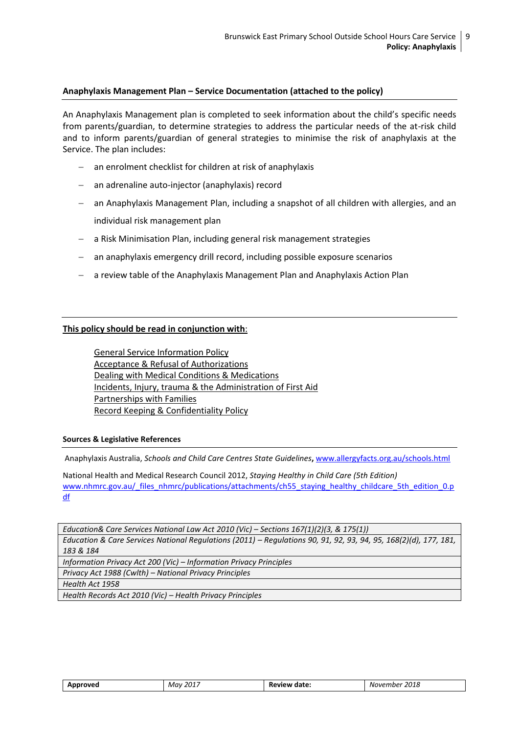## Anaphylaxis Management Plan – Service Documentation (attached to the policy)

An Anaphylaxis Management plan is completed to seek information about the child's specific needs from parents/guardian, to determine strategies to address the particular needs of the at-risk child and to inform parents/guardian of general strategies to minimise the risk of anaphylaxis at the Service. The plan includes:

- an enrolment checklist for children at risk of anaphylaxis
- an adrenaline auto-injector (anaphylaxis) record
- an Anaphylaxis Management Plan, including a snapshot of all children with allergies, and an individual risk management plan
- a Risk Minimisation Plan, including general risk management strategies
- an anaphylaxis emergency drill record, including possible exposure scenarios
- a review table of the Anaphylaxis Management Plan and Anaphylaxis Action Plan

**This policy should be read in conjunction with**:

General Service Information Policy
Acceptance & Refusal of Authorizations
Dealing with Medical Conditions & Medications
Incidents, Injury, trauma & the Administration of First Aid
Partnerships with Families
Record Keeping & Confidentiality Policy

#### Sources & Legislative References

Anaphylaxis Australia, *Schools and Child Care Centres State Guidelines*, www.allergyfacts.org.au/schools.html

National Health and Medical Research Council 2012, *Staying Healthy in Child Care (5th Edition)* www.nhmrc.gov.au/_files_nhmrc/publications/attachments/ch55_staying_healthy_childcare_5th_edition_0.pdf

| |
|---|
| *Education& Care Services National Law Act 2010 (Vic) – Sections 167(1)(2)(3, & 175(1))* |
| *Education & Care Services National Regulations (2011) – Regulations 90, 91, 92, 93, 94, 95, 168(2)(d), 177, 181, 183 & 184* |
| *Information Privacy Act 200 (Vic) – Information Privacy Principles* |
| *Privacy Act 1988 (Cwlth) – National Privacy Principles* |
| *Health Act 1958* |
| *Health Records Act 2010 (Vic) – Health Privacy Principles* |

| **Approved** | *May 2017* | **Review date:** | *November 2018* |
|---|---|---|---|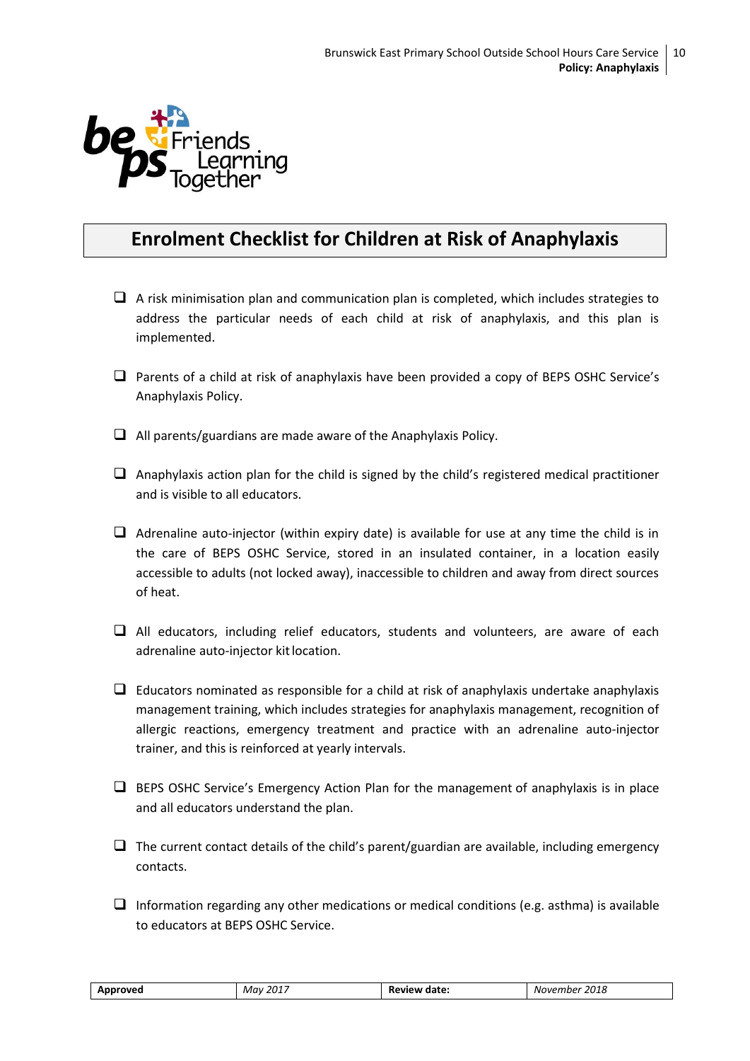# Enrolment Checklist for Children at Risk of Anaphylaxis

- ❑ A risk minimisation plan and communication plan is completed, which includes strategies to address the particular needs of each child at risk of anaphylaxis, and this plan is implemented.
- ❑ Parents of a child at risk of anaphylaxis have been provided a copy of BEPS OSHC Service's Anaphylaxis Policy.
- ❑ All parents/guardians are made aware of the Anaphylaxis Policy.
- ❑ Anaphylaxis action plan for the child is signed by the child's registered medical practitioner and is visible to all educators.
- ❑ Adrenaline auto-injector (within expiry date) is available for use at any time the child is in the care of BEPS OSHC Service, stored in an insulated container, in a location easily accessible to adults (not locked away), inaccessible to children and away from direct sources of heat.
- ❑ All educators, including relief educators, students and volunteers, are aware of each adrenaline auto-injector kit location.
- ❑ Educators nominated as responsible for a child at risk of anaphylaxis undertake anaphylaxis management training, which includes strategies for anaphylaxis management, recognition of allergic reactions, emergency treatment and practice with an adrenaline auto-injector trainer, and this is reinforced at yearly intervals.
- ❑ BEPS OSHC Service's Emergency Action Plan for the management of anaphylaxis is in place and all educators understand the plan.
- ❑ The current contact details of the child's parent/guardian are available, including emergency contacts.
- ❑ Information regarding any other medications or medical conditions (e.g. asthma) is available to educators at BEPS OSHC Service.

| Approved | May 2017 | Review date: | November 2018 |
|---|---|---|---|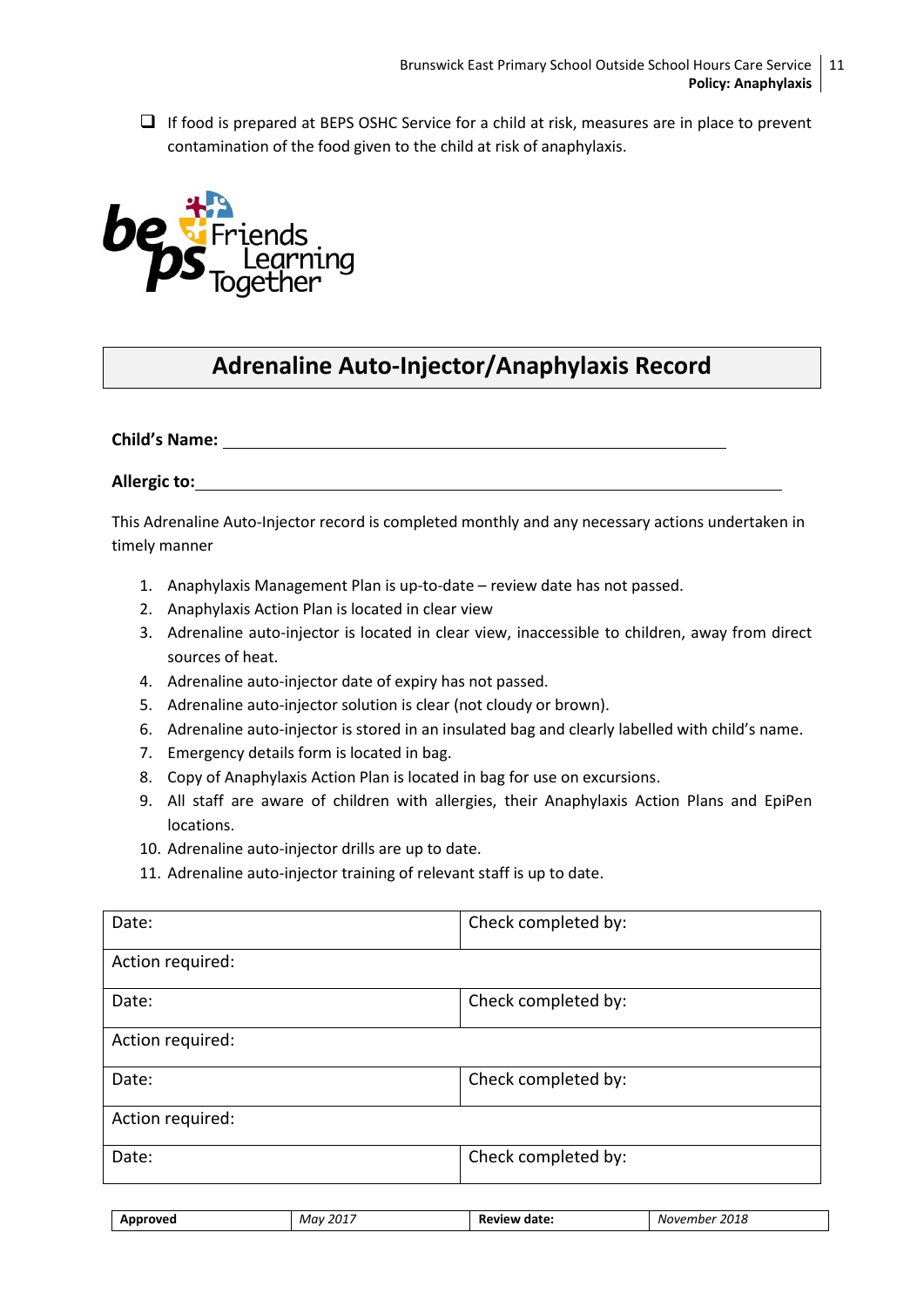- [ ] If food is prepared at BEPS OSHC Service for a child at risk, measures are in place to prevent contamination of the food given to the child at risk of anaphylaxis.

## Adrenaline Auto-Injector/Anaphylaxis Record

**Child's Name:** ____________________________________________

**Allergic to:** ____________________________________________

This Adrenaline Auto-Injector record is completed monthly and any necessary actions undertaken in timely manner

1. Anaphylaxis Management Plan is up-to-date – review date has not passed.
2. Anaphylaxis Action Plan is located in clear view
3. Adrenaline auto-injector is located in clear view, inaccessible to children, away from direct sources of heat.
4. Adrenaline auto-injector date of expiry has not passed.
5. Adrenaline auto-injector solution is clear (not cloudy or brown).
6. Adrenaline auto-injector is stored in an insulated bag and clearly labelled with child's name.
7. Emergency details form is located in bag.
8. Copy of Anaphylaxis Action Plan is located in bag for use on excursions.
9. All staff are aware of children with allergies, their Anaphylaxis Action Plans and EpiPen locations.
10. Adrenaline auto-injector drills are up to date.
11. Adrenaline auto-injector training of relevant staff is up to date.

| Date: | Check completed by: |
|---|---|
| Action required: | |
| Date: | Check completed by: |
| Action required: | |
| Date: | Check completed by: |
| Action required: | |
| Date: | Check completed by: |

| **Approved** | *May 2017* | **Review date:** | *November 2018* |
|---|---|---|---|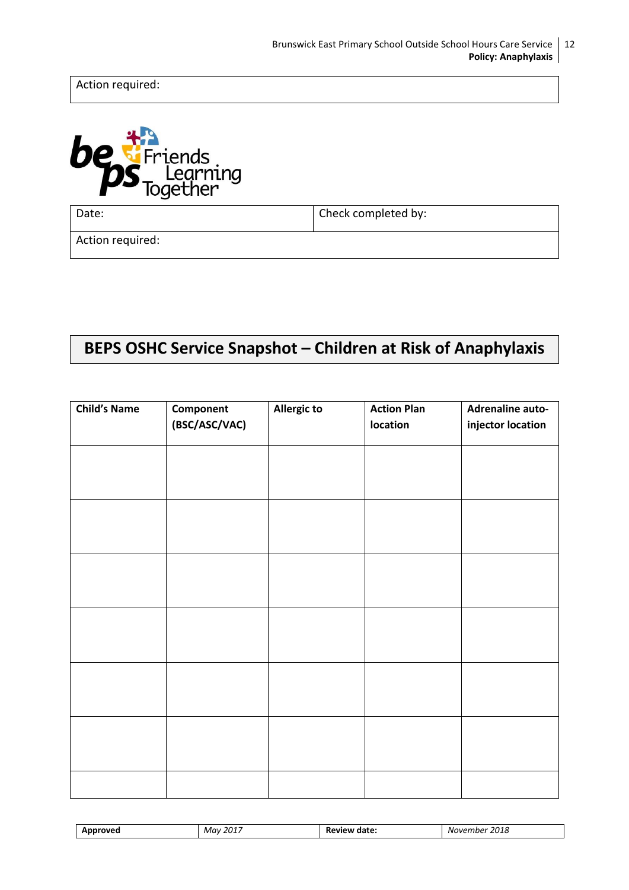| Action required: |
|---|

| Date: | Check completed by: |
|---|---|
| Action required: | |

## BEPS OSHC Service Snapshot – Children at Risk of Anaphylaxis

| Child's Name | Component (BSC/ASC/VAC) | Allergic to | Action Plan location | Adrenaline auto-injector location |
|---|---|---|---|---|
| | | | | |
| | | | | |
| | | | | |
| | | | | |
| | | | | |
| | | | | |
| | | | | |

| Approved | *May 2017* | Review date: | *November 2018* |
|---|---|---|---|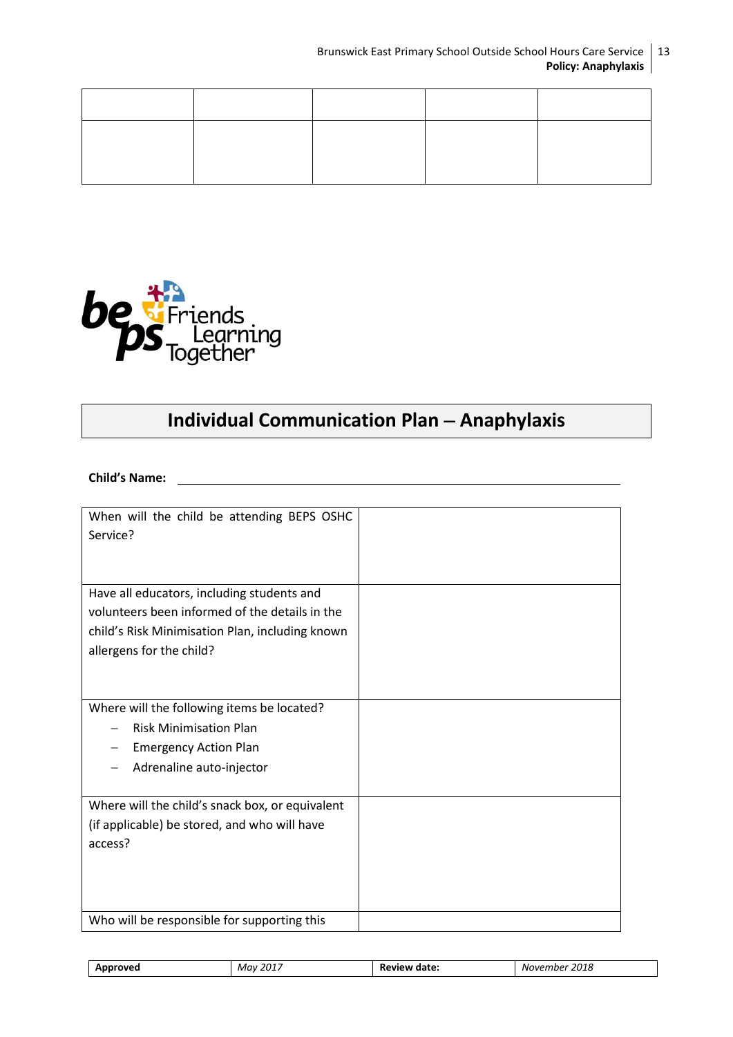| | | | | |
|---|---|---|---|---|
| | | | | |

# Individual Communication Plan – Anaphylaxis

**Child's Name:** \_\_\_\_\_\_\_\_\_\_\_\_\_\_\_\_\_\_\_\_\_\_\_\_\_\_\_\_\_\_\_\_\_\_\_\_\_\_\_\_

| | |
|---|---|
| When will the child be attending BEPS OSHC Service? | |
| Have all educators, including students and volunteers been informed of the details in the child's Risk Minimisation Plan, including known allergens for the child? | |
| Where will the following items be located?<br>– Risk Minimisation Plan<br>– Emergency Action Plan<br>– Adrenaline auto-injector | |
| Where will the child's snack box, or equivalent (if applicable) be stored, and who will have access? | |
| Who will be responsible for supporting this | |

| **Approved** | *May 2017* | **Review date:** | *November 2018* |
|---|---|---|---|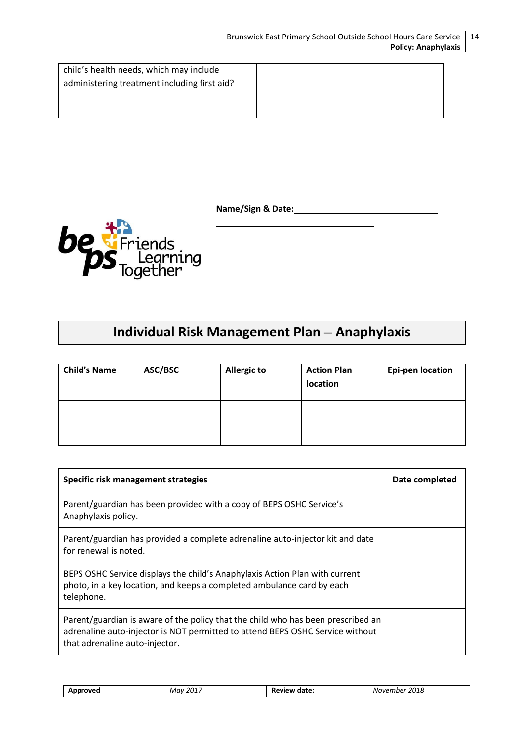| child's health needs, which may include administering treatment including first aid? | |
|---|---|

**Name/Sign & Date:**\_\_\_\_\_\_\_\_\_\_\_\_\_\_\_\_\_\_\_\_\_\_\_\_\_\_\_\_\_\_

\_\_\_\_\_\_\_\_\_\_\_\_\_\_\_\_\_\_\_\_\_\_\_\_\_\_\_\_\_\_\_\_

beps Friends Learning Together

# Individual Risk Management Plan – Anaphylaxis

| Child's Name | ASC/BSC | Allergic to | Action Plan location | Epi-pen location |
|---|---|---|---|---|
| | | | | |

| Specific risk management strategies | Date completed |
|---|---|
| Parent/guardian has been provided with a copy of BEPS OSHC Service's Anaphylaxis policy. | |
| Parent/guardian has provided a complete adrenaline auto-injector kit and date for renewal is noted. | |
| BEPS OSHC Service displays the child's Anaphylaxis Action Plan with current photo, in a key location, and keeps a completed ambulance card by each telephone. | |
| Parent/guardian is aware of the policy that the child who has been prescribed an adrenaline auto-injector is NOT permitted to attend BEPS OSHC Service without that adrenaline auto-injector. | |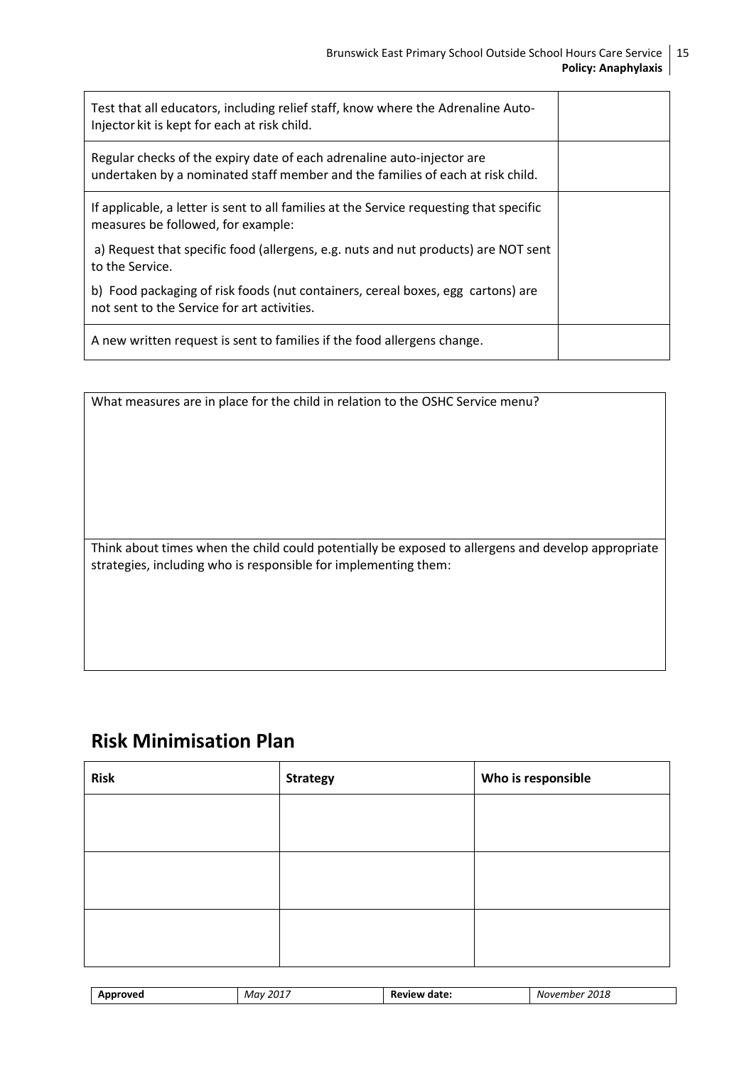| | |
|---|---|
| Test that all educators, including relief staff, know where the Adrenaline Auto-Injector kit is kept for each at risk child. | |
| Regular checks of the expiry date of each adrenaline auto-injector are undertaken by a nominated staff member and the families of each at risk child. | |
| If applicable, a letter is sent to all families at the Service requesting that specific measures be followed, for example:<br><br>a) Request that specific food (allergens, e.g. nuts and nut products) are NOT sent to the Service.<br><br>b) Food packaging of risk foods (nut containers, cereal boxes, egg cartons) are not sent to the Service for art activities. | |
| A new written request is sent to families if the food allergens change. | |

| |
|---|
| What measures are in place for the child in relation to the OSHC Service menu? |
| Think about times when the child could potentially be exposed to allergens and develop appropriate strategies, including who is responsible for implementing them: |

## Risk Minimisation Plan

| Risk | Strategy | Who is responsible |
|---|---|---|
| | | |
| | | |
| | | |

| Approved | May 2017 | Review date: | November 2018 |
|---|---|---|---|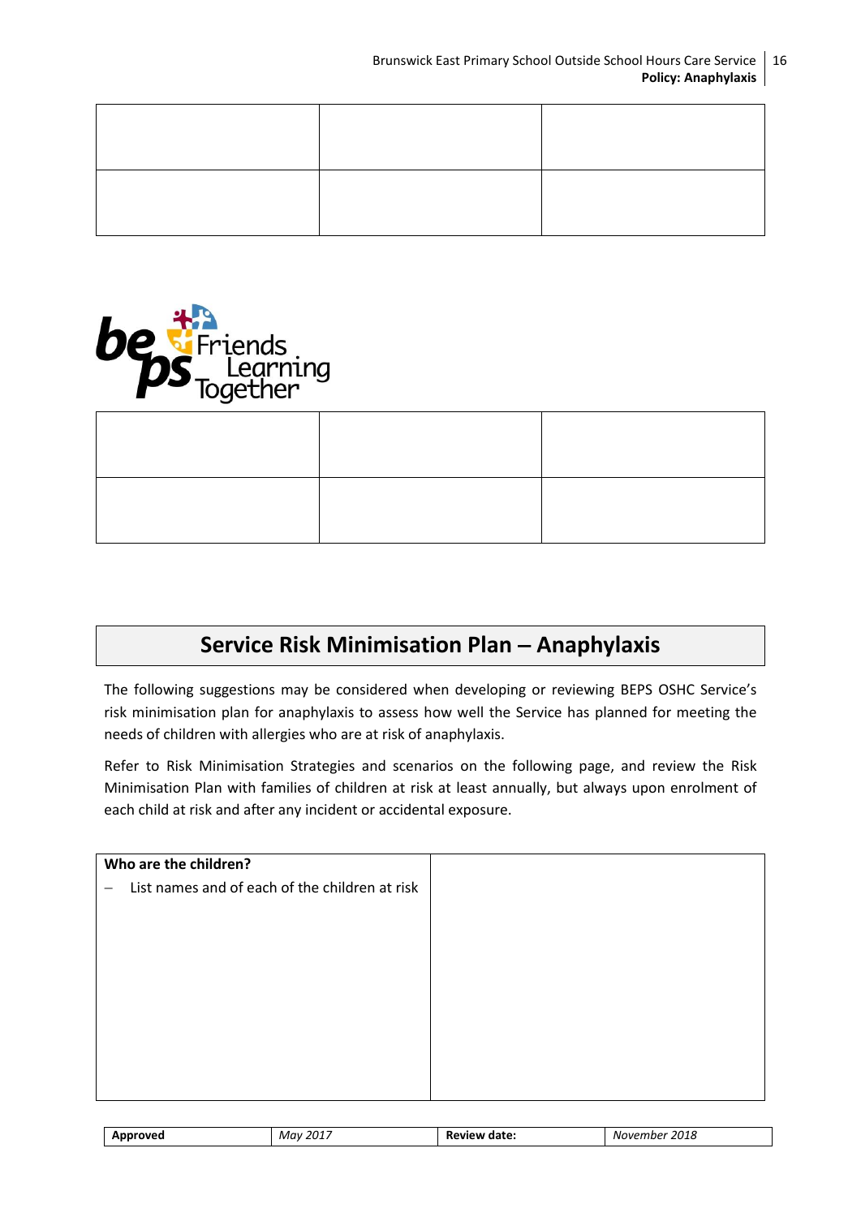| | | |
|---|---|---|
| | | |
| | | |

| | | |
|---|---|---|
| | | |
| | | |

## Service Risk Minimisation Plan – Anaphylaxis

The following suggestions may be considered when developing or reviewing BEPS OSHC Service's risk minimisation plan for anaphylaxis to assess how well the Service has planned for meeting the needs of children with allergies who are at risk of anaphylaxis.

Refer to Risk Minimisation Strategies and scenarios on the following page, and review the Risk Minimisation Plan with families of children at risk at least annually, but always upon enrolment of each child at risk and after any incident or accidental exposure.

| **Who are the children?**<br>– List names and of each of the children at risk | |
|---|---|

| **Approved** | *May 2017* | **Review date:** | *November 2018* |
|---|---|---|---|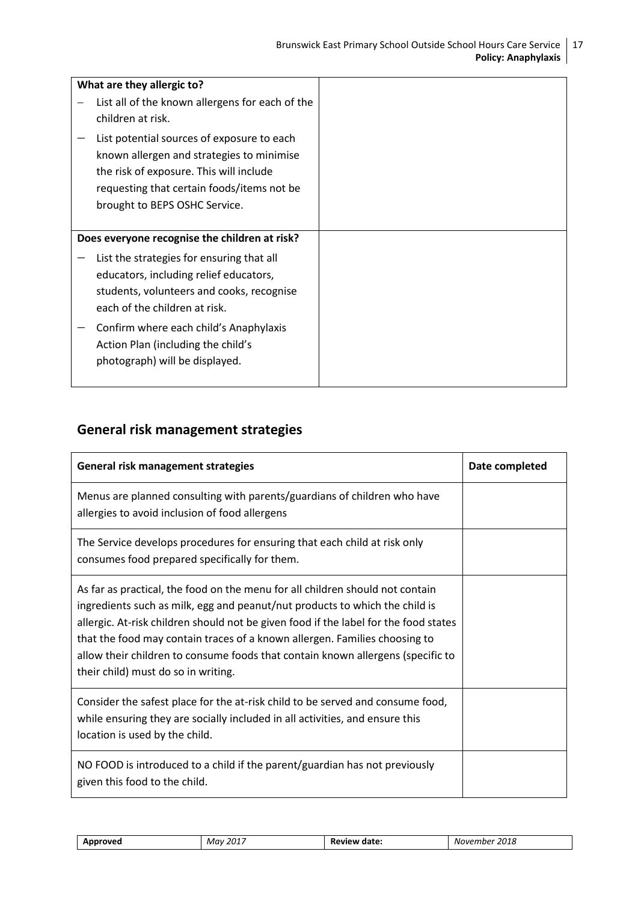| What are they allergic to? | |
|---|---|
| – List all of the known allergens for each of the children at risk.<br>– List potential sources of exposure to each known allergen and strategies to minimise the risk of exposure. This will include requesting that certain foods/items not be brought to BEPS OSHC Service. | |
| **Does everyone recognise the children at risk?**<br>– List the strategies for ensuring that all educators, including relief educators, students, volunteers and cooks, recognise each of the children at risk.<br>– Confirm where each child's Anaphylaxis Action Plan (including the child's photograph) will be displayed. | |

## General risk management strategies

| General risk management strategies | Date completed |
|---|---|
| Menus are planned consulting with parents/guardians of children who have allergies to avoid inclusion of food allergens | |
| The Service develops procedures for ensuring that each child at risk only consumes food prepared specifically for them. | |
| As far as practical, the food on the menu for all children should not contain ingredients such as milk, egg and peanut/nut products to which the child is allergic. At-risk children should not be given food if the label for the food states that the food may contain traces of a known allergen. Families choosing to allow their children to consume foods that contain known allergens (specific to their child) must do so in writing. | |
| Consider the safest place for the at-risk child to be served and consume food, while ensuring they are socially included in all activities, and ensure this location is used by the child. | |
| NO FOOD is introduced to a child if the parent/guardian has not previously given this food to the child. | |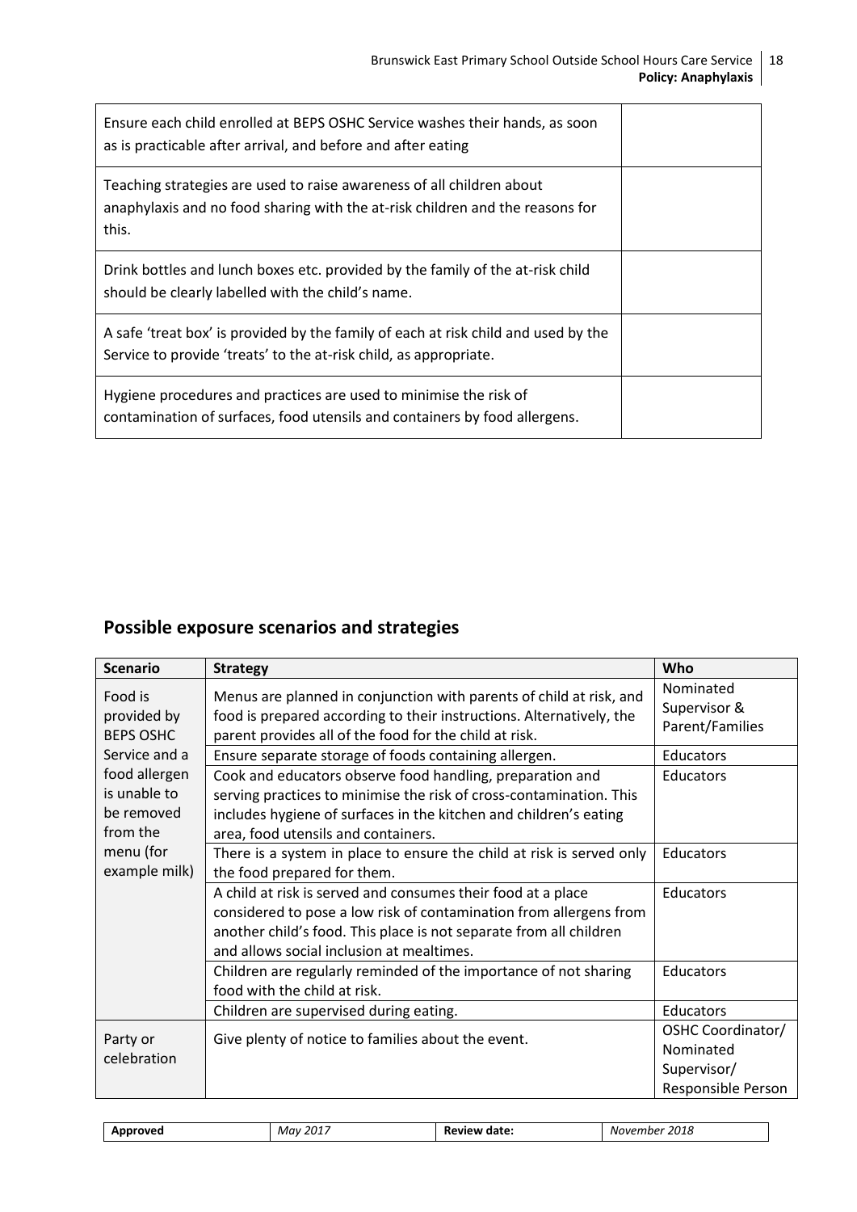| | |
|---|---|
| Ensure each child enrolled at BEPS OSHC Service washes their hands, as soon as is practicable after arrival, and before and after eating | |
| Teaching strategies are used to raise awareness of all children about anaphylaxis and no food sharing with the at-risk children and the reasons for this. | |
| Drink bottles and lunch boxes etc. provided by the family of the at-risk child should be clearly labelled with the child's name. | |
| A safe 'treat box' is provided by the family of each at risk child and used by the Service to provide 'treats' to the at-risk child, as appropriate. | |
| Hygiene procedures and practices are used to minimise the risk of contamination of surfaces, food utensils and containers by food allergens. | |

## Possible exposure scenarios and strategies

| Scenario | Strategy | Who |
|---|---|---|
| Food is provided by BEPS OSHC Service and a food allergen is unable to be removed from the menu (for example milk) | Menus are planned in conjunction with parents of child at risk, and food is prepared according to their instructions. Alternatively, the parent provides all of the food for the child at risk. | Nominated Supervisor & Parent/Families |
| | Ensure separate storage of foods containing allergen. | Educators |
| | Cook and educators observe food handling, preparation and serving practices to minimise the risk of cross-contamination. This includes hygiene of surfaces in the kitchen and children's eating area, food utensils and containers. | Educators |
| | There is a system in place to ensure the child at risk is served only the food prepared for them. | Educators |
| | A child at risk is served and consumes their food at a place considered to pose a low risk of contamination from allergens from another child's food. This place is not separate from all children and allows social inclusion at mealtimes. | Educators |
| | Children are regularly reminded of the importance of not sharing food with the child at risk. | Educators |
| | Children are supervised during eating. | Educators |
| Party or celebration | Give plenty of notice to families about the event. | OSHC Coordinator/ Nominated Supervisor/ Responsible Person |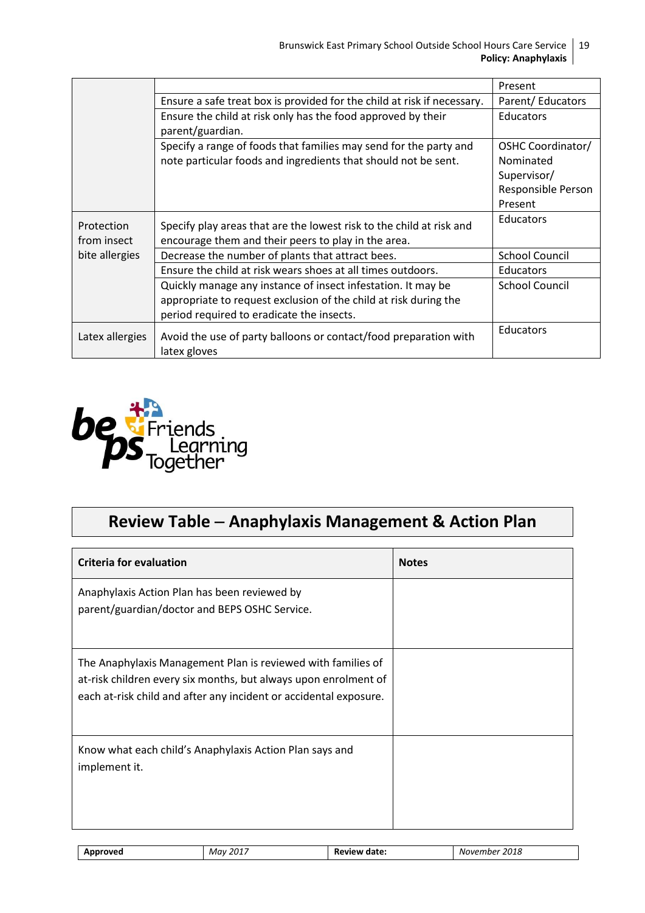| | | Present |
|---|---|---|
| | Ensure a safe treat box is provided for the child at risk if necessary. | Parent/ Educators |
| | Ensure the child at risk only has the food approved by their parent/guardian. | Educators |
| | Specify a range of foods that families may send for the party and note particular foods and ingredients that should not be sent. | OSHC Coordinator/ Nominated Supervisor/ Responsible Person Present |
| Protection from insect bite allergies | Specify play areas that are the lowest risk to the child at risk and encourage them and their peers to play in the area. | Educators |
| | Decrease the number of plants that attract bees. | School Council |
| | Ensure the child at risk wears shoes at all times outdoors. | Educators |
| | Quickly manage any instance of insect infestation. It may be appropriate to request exclusion of the child at risk during the period required to eradicate the insects. | School Council |
| Latex allergies | Avoid the use of party balloons or contact/food preparation with latex gloves | Educators |

bEps Friends Learning Together

## Review Table – Anaphylaxis Management & Action Plan

| Criteria for evaluation | Notes |
|---|---|
| Anaphylaxis Action Plan has been reviewed by parent/guardian/doctor and BEPS OSHC Service. | |
| The Anaphylaxis Management Plan is reviewed with families of at-risk children every six months, but always upon enrolment of each at-risk child and after any incident or accidental exposure. | |
| Know what each child's Anaphylaxis Action Plan says and implement it. | |

| Approved | *May 2017* | Review date: | *November 2018* |
|---|---|---|---|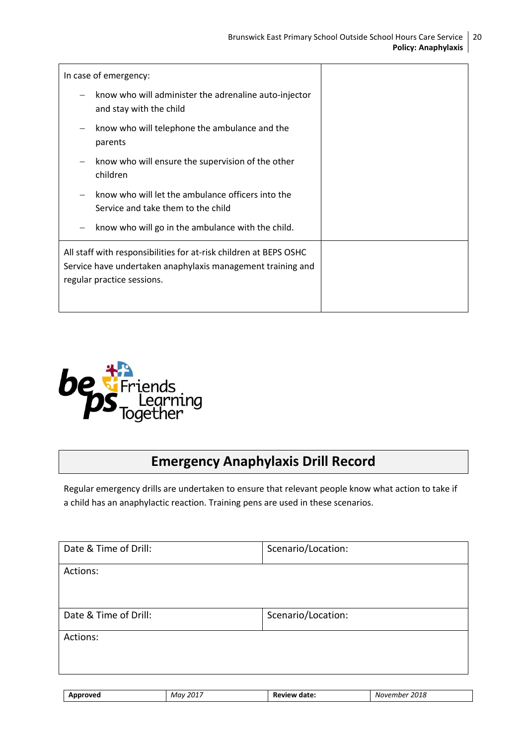| | |
|---|---|
| In case of emergency:<br>– know who will administer the adrenaline auto-injector and stay with the child<br>– know who will telephone the ambulance and the parents<br>– know who will ensure the supervision of the other children<br>– know who will let the ambulance officers into the Service and take them to the child<br>– know who will go in the ambulance with the child. | |
| All staff with responsibilities for at-risk children at BEPS OSHC Service have undertaken anaphylaxis management training and regular practice sessions. | |

be ps Friends Learning Together

# Emergency Anaphylaxis Drill Record

Regular emergency drills are undertaken to ensure that relevant people know what action to take if a child has an anaphylactic reaction. Training pens are used in these scenarios.

| Date & Time of Drill: | Scenario/Location: |
|---|---|
| Actions: | |
| Date & Time of Drill: | Scenario/Location: |
| Actions: | |

| Approved | *May 2017* | Review date: | *November 2018* |
|---|---|---|---|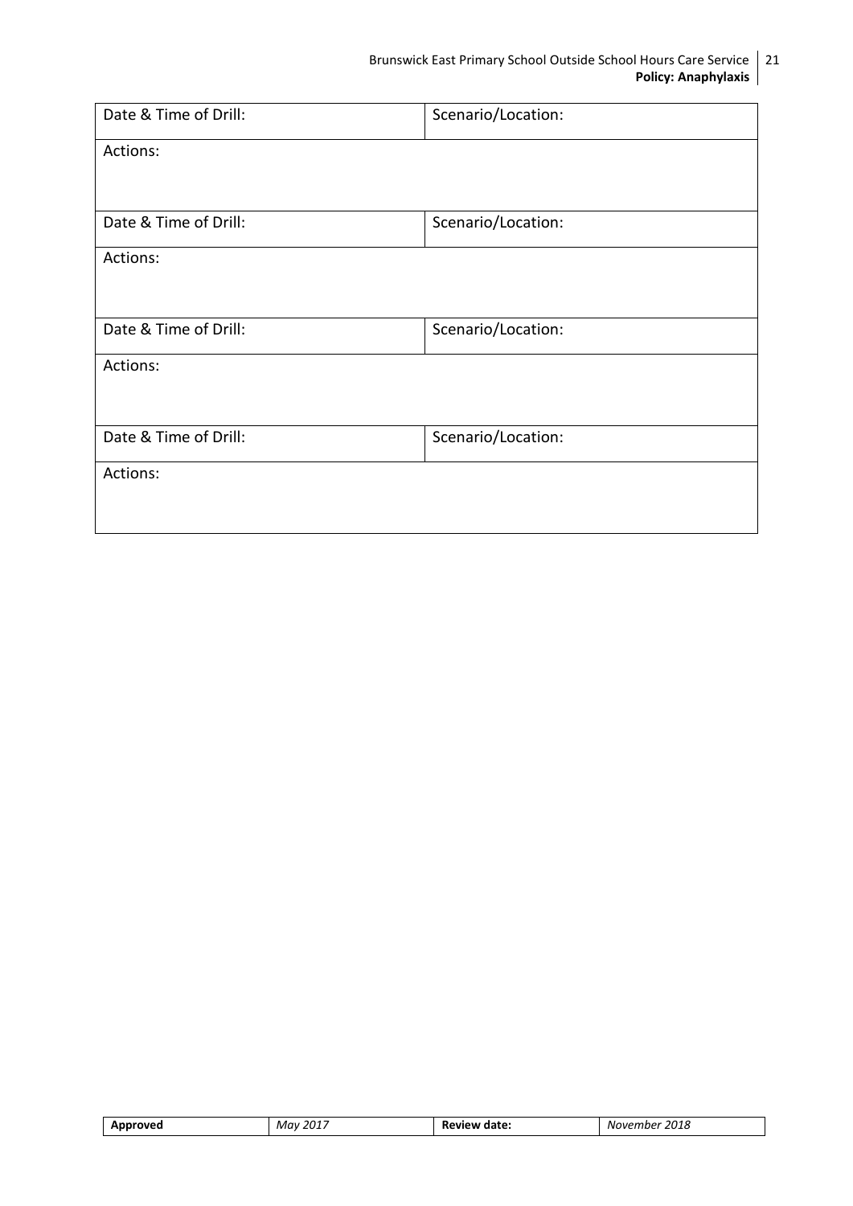| | |
|---|---|
| Date & Time of Drill: | Scenario/Location: |
| Actions: | |
| Date & Time of Drill: | Scenario/Location: |
| Actions: | |
| Date & Time of Drill: | Scenario/Location: |
| Actions: | |
| Date & Time of Drill: | Scenario/Location: |
| Actions: | |

| | | | |
|---|---|---|---|
| **Approved** | *May 2017* | **Review date:** | *November 2018* |